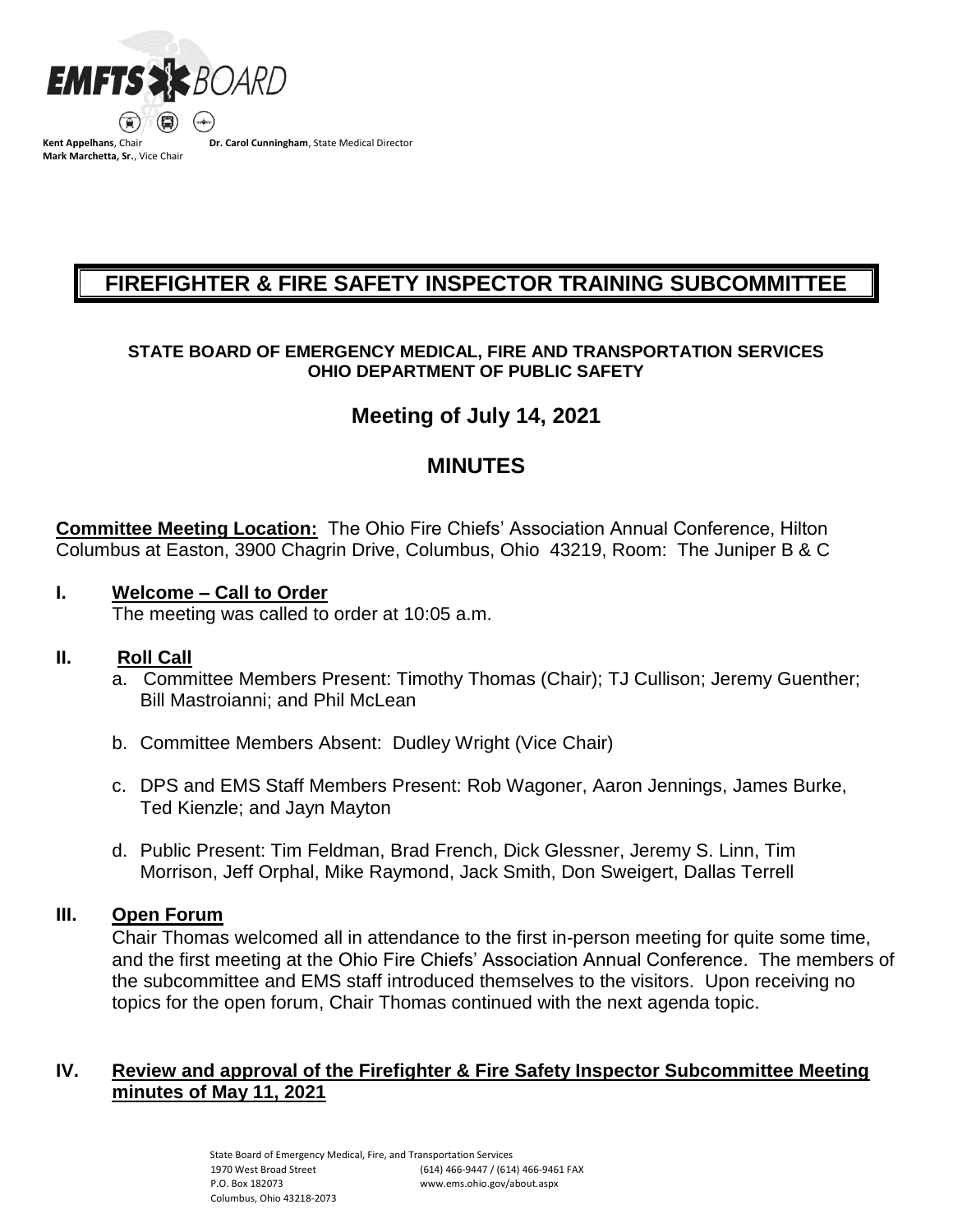EMFTS BOARD

**Kent Appelhans**, Chair
**Mark Marchetta, Sr.**, Vice Chair
**Dr. Carol Cunningham**, State Medical Director

# FIREFIGHTER & FIRE SAFETY INSPECTOR TRAINING SUBCOMMITTEE

**STATE BOARD OF EMERGENCY MEDICAL, FIRE AND TRANSPORTATION SERVICES**
**OHIO DEPARTMENT OF PUBLIC SAFETY**

## Meeting of July 14, 2021

## MINUTES

**Committee Meeting Location:** The Ohio Fire Chiefs' Association Annual Conference, Hilton Columbus at Easton, 3900 Chagrin Drive, Columbus, Ohio 43219, Room: The Juniper B & C

### I. Welcome – Call to Order

The meeting was called to order at 10:05 a.m.

### II. Roll Call

a. Committee Members Present: Timothy Thomas (Chair); TJ Cullison; Jeremy Guenther; Bill Mastroianni; and Phil McLean

b. Committee Members Absent: Dudley Wright (Vice Chair)

c. DPS and EMS Staff Members Present: Rob Wagoner, Aaron Jennings, James Burke, Ted Kienzle; and Jayn Mayton

d. Public Present: Tim Feldman, Brad French, Dick Glessner, Jeremy S. Linn, Tim Morrison, Jeff Orphal, Mike Raymond, Jack Smith, Don Sweigert, Dallas Terrell

### III. Open Forum

Chair Thomas welcomed all in attendance to the first in-person meeting for quite some time, and the first meeting at the Ohio Fire Chiefs' Association Annual Conference. The members of the subcommittee and EMS staff introduced themselves to the visitors. Upon receiving no topics for the open forum, Chair Thomas continued with the next agenda topic.

### IV. Review and approval of the Firefighter & Fire Safety Inspector Subcommittee Meeting minutes of May 11, 2021

State Board of Emergency Medical, Fire, and Transportation Services
1970 West Broad Street
P.O. Box 182073
Columbus, Ohio 43218-2073
(614) 466-9447 / (614) 466-9461 FAX
www.ems.ohio.gov/about.aspx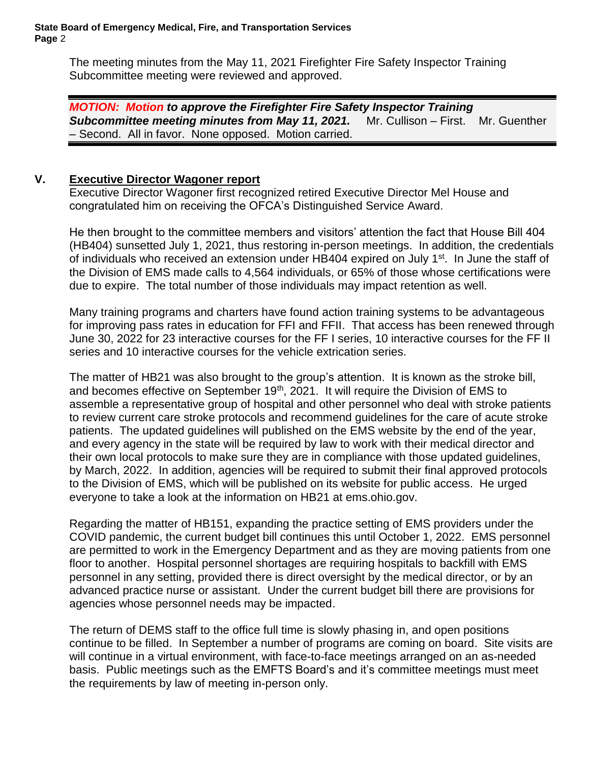The meeting minutes from the May 11, 2021 Firefighter Fire Safety Inspector Training Subcommittee meeting were reviewed and approved.

***MOTION: Motion to approve the Firefighter Fire Safety Inspector Training Subcommittee meeting minutes from May 11, 2021.*** Mr. Cullison – First. Mr. Guenther – Second. All in favor. None opposed. Motion carried.

## V. Executive Director Wagoner report

Executive Director Wagoner first recognized retired Executive Director Mel House and congratulated him on receiving the OFCA's Distinguished Service Award.

He then brought to the committee members and visitors' attention the fact that House Bill 404 (HB404) sunsetted July 1, 2021, thus restoring in-person meetings. In addition, the credentials of individuals who received an extension under HB404 expired on July 1st. In June the staff of the Division of EMS made calls to 4,564 individuals, or 65% of those whose certifications were due to expire. The total number of those individuals may impact retention as well.

Many training programs and charters have found action training systems to be advantageous for improving pass rates in education for FFI and FFII. That access has been renewed through June 30, 2022 for 23 interactive courses for the FF I series, 10 interactive courses for the FF II series and 10 interactive courses for the vehicle extrication series.

The matter of HB21 was also brought to the group's attention. It is known as the stroke bill, and becomes effective on September 19th, 2021. It will require the Division of EMS to assemble a representative group of hospital and other personnel who deal with stroke patients to review current care stroke protocols and recommend guidelines for the care of acute stroke patients. The updated guidelines will published on the EMS website by the end of the year, and every agency in the state will be required by law to work with their medical director and their own local protocols to make sure they are in compliance with those updated guidelines, by March, 2022. In addition, agencies will be required to submit their final approved protocols to the Division of EMS, which will be published on its website for public access. He urged everyone to take a look at the information on HB21 at ems.ohio.gov.

Regarding the matter of HB151, expanding the practice setting of EMS providers under the COVID pandemic, the current budget bill continues this until October 1, 2022. EMS personnel are permitted to work in the Emergency Department and as they are moving patients from one floor to another. Hospital personnel shortages are requiring hospitals to backfill with EMS personnel in any setting, provided there is direct oversight by the medical director, or by an advanced practice nurse or assistant. Under the current budget bill there are provisions for agencies whose personnel needs may be impacted.

The return of DEMS staff to the office full time is slowly phasing in, and open positions continue to be filled. In September a number of programs are coming on board. Site visits are will continue in a virtual environment, with face-to-face meetings arranged on an as-needed basis. Public meetings such as the EMFTS Board's and it's committee meetings must meet the requirements by law of meeting in-person only.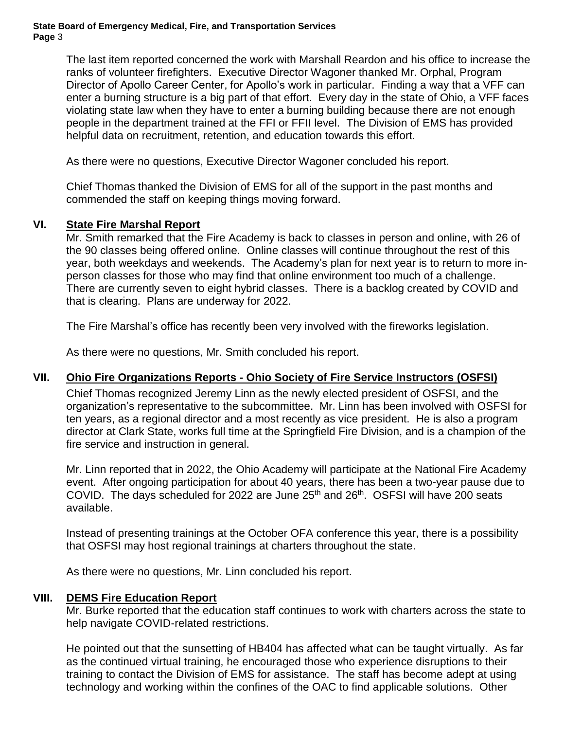The last item reported concerned the work with Marshall Reardon and his office to increase the ranks of volunteer firefighters. Executive Director Wagoner thanked Mr. Orphal, Program Director of Apollo Career Center, for Apollo's work in particular. Finding a way that a VFF can enter a burning structure is a big part of that effort. Every day in the state of Ohio, a VFF faces violating state law when they have to enter a burning building because there are not enough people in the department trained at the FFI or FFII level. The Division of EMS has provided helpful data on recruitment, retention, and education towards this effort.

As there were no questions, Executive Director Wagoner concluded his report.

Chief Thomas thanked the Division of EMS for all of the support in the past months and commended the staff on keeping things moving forward.

## VI. State Fire Marshal Report

Mr. Smith remarked that the Fire Academy is back to classes in person and online, with 26 of the 90 classes being offered online. Online classes will continue throughout the rest of this year, both weekdays and weekends. The Academy's plan for next year is to return to more in-person classes for those who may find that online environment too much of a challenge. There are currently seven to eight hybrid classes. There is a backlog created by COVID and that is clearing. Plans are underway for 2022.

The Fire Marshal's office has recently been very involved with the fireworks legislation.

As there were no questions, Mr. Smith concluded his report.

## VII. Ohio Fire Organizations Reports - Ohio Society of Fire Service Instructors (OSFSI)

Chief Thomas recognized Jeremy Linn as the newly elected president of OSFSI, and the organization's representative to the subcommittee. Mr. Linn has been involved with OSFSI for ten years, as a regional director and a most recently as vice president. He is also a program director at Clark State, works full time at the Springfield Fire Division, and is a champion of the fire service and instruction in general.

Mr. Linn reported that in 2022, the Ohio Academy will participate at the National Fire Academy event. After ongoing participation for about 40 years, there has been a two-year pause due to COVID. The days scheduled for 2022 are June 25th and 26th. OSFSI will have 200 seats available.

Instead of presenting trainings at the October OFA conference this year, there is a possibility that OSFSI may host regional trainings at charters throughout the state.

As there were no questions, Mr. Linn concluded his report.

## VIII. DEMS Fire Education Report

Mr. Burke reported that the education staff continues to work with charters across the state to help navigate COVID-related restrictions.

He pointed out that the sunsetting of HB404 has affected what can be taught virtually. As far as the continued virtual training, he encouraged those who experience disruptions to their training to contact the Division of EMS for assistance. The staff has become adept at using technology and working within the confines of the OAC to find applicable solutions. Other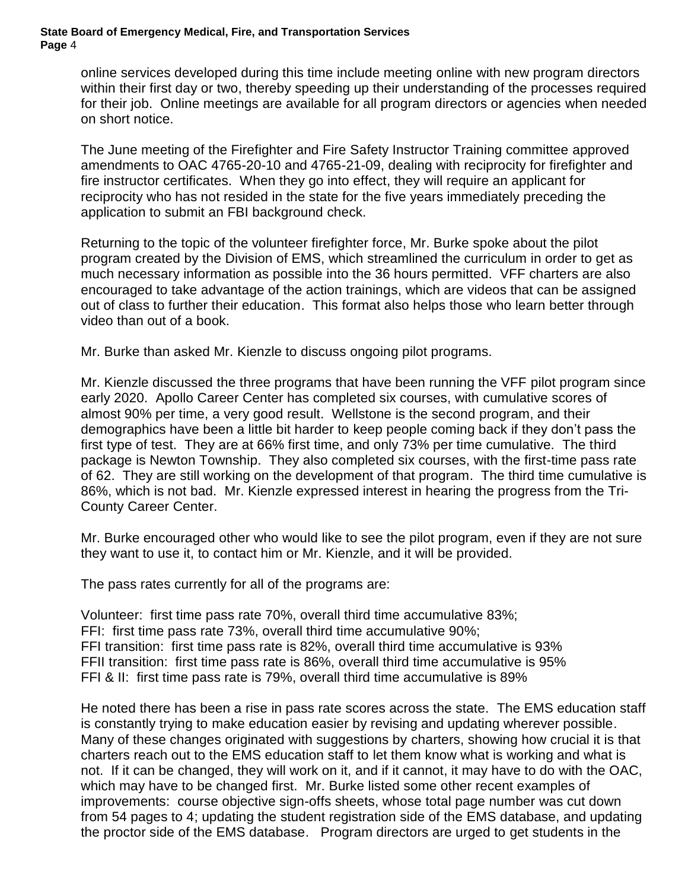online services developed during this time include meeting online with new program directors within their first day or two, thereby speeding up their understanding of the processes required for their job. Online meetings are available for all program directors or agencies when needed on short notice.

The June meeting of the Firefighter and Fire Safety Instructor Training committee approved amendments to OAC 4765-20-10 and 4765-21-09, dealing with reciprocity for firefighter and fire instructor certificates. When they go into effect, they will require an applicant for reciprocity who has not resided in the state for the five years immediately preceding the application to submit an FBI background check.

Returning to the topic of the volunteer firefighter force, Mr. Burke spoke about the pilot program created by the Division of EMS, which streamlined the curriculum in order to get as much necessary information as possible into the 36 hours permitted. VFF charters are also encouraged to take advantage of the action trainings, which are videos that can be assigned out of class to further their education. This format also helps those who learn better through video than out of a book.

Mr. Burke than asked Mr. Kienzle to discuss ongoing pilot programs.

Mr. Kienzle discussed the three programs that have been running the VFF pilot program since early 2020. Apollo Career Center has completed six courses, with cumulative scores of almost 90% per time, a very good result. Wellstone is the second program, and their demographics have been a little bit harder to keep people coming back if they don't pass the first type of test. They are at 66% first time, and only 73% per time cumulative. The third package is Newton Township. They also completed six courses, with the first-time pass rate of 62. They are still working on the development of that program. The third time cumulative is 86%, which is not bad. Mr. Kienzle expressed interest in hearing the progress from the Tri-County Career Center.

Mr. Burke encouraged other who would like to see the pilot program, even if they are not sure they want to use it, to contact him or Mr. Kienzle, and it will be provided.

The pass rates currently for all of the programs are:

Volunteer: first time pass rate 70%, overall third time accumulative 83%;
FFI: first time pass rate 73%, overall third time accumulative 90%;
FFI transition: first time pass rate is 82%, overall third time accumulative is 93%
FFII transition: first time pass rate is 86%, overall third time accumulative is 95%
FFI & II: first time pass rate is 79%, overall third time accumulative is 89%

He noted there has been a rise in pass rate scores across the state. The EMS education staff is constantly trying to make education easier by revising and updating wherever possible. Many of these changes originated with suggestions by charters, showing how crucial it is that charters reach out to the EMS education staff to let them know what is working and what is not. If it can be changed, they will work on it, and if it cannot, it may have to do with the OAC, which may have to be changed first. Mr. Burke listed some other recent examples of improvements: course objective sign-offs sheets, whose total page number was cut down from 54 pages to 4; updating the student registration side of the EMS database, and updating the proctor side of the EMS database. Program directors are urged to get students in the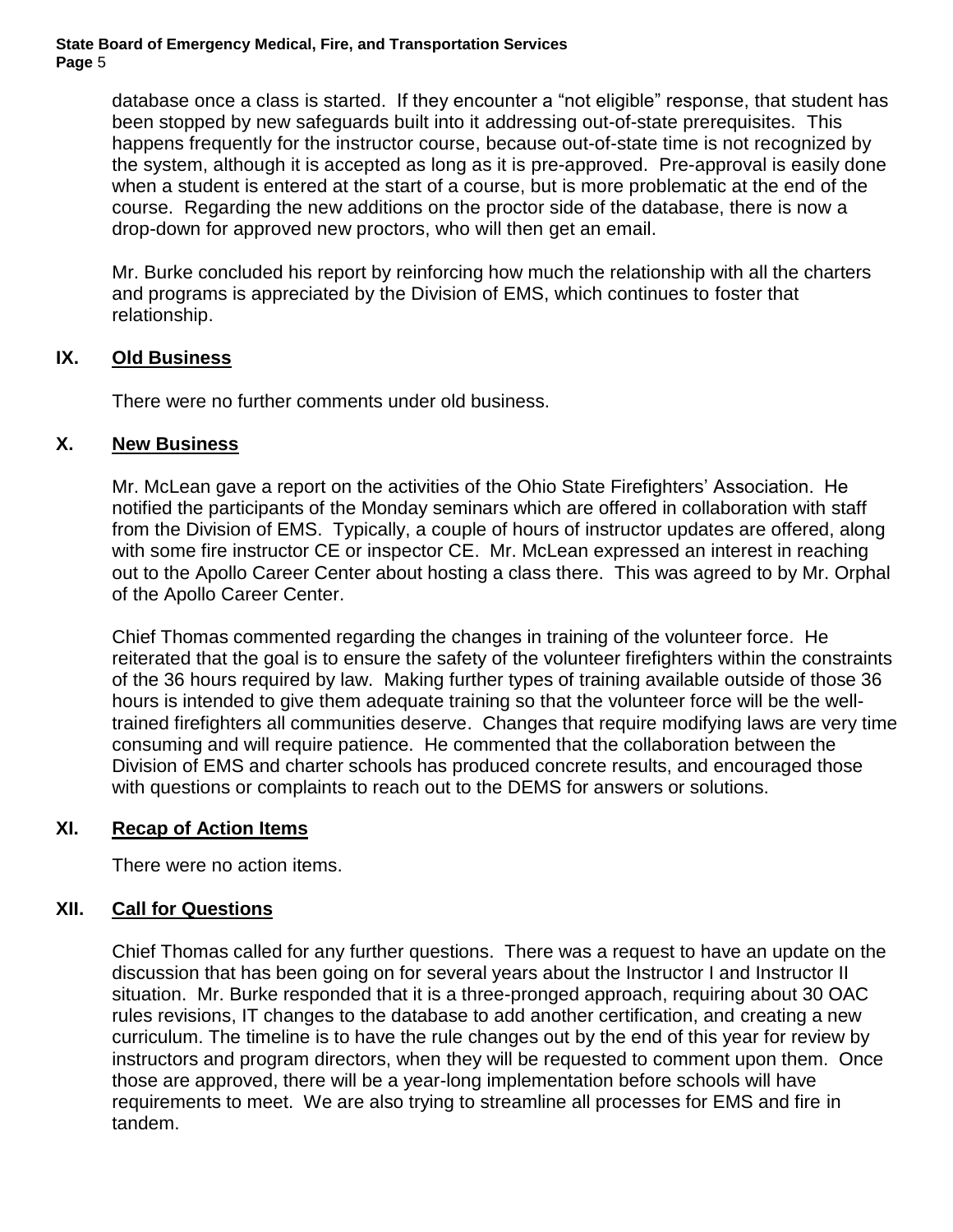database once a class is started. If they encounter a "not eligible" response, that student has been stopped by new safeguards built into it addressing out-of-state prerequisites. This happens frequently for the instructor course, because out-of-state time is not recognized by the system, although it is accepted as long as it is pre-approved. Pre-approval is easily done when a student is entered at the start of a course, but is more problematic at the end of the course. Regarding the new additions on the proctor side of the database, there is now a drop-down for approved new proctors, who will then get an email.

Mr. Burke concluded his report by reinforcing how much the relationship with all the charters and programs is appreciated by the Division of EMS, which continues to foster that relationship.

## IX. Old Business

There were no further comments under old business.

## X. New Business

Mr. McLean gave a report on the activities of the Ohio State Firefighters' Association. He notified the participants of the Monday seminars which are offered in collaboration with staff from the Division of EMS. Typically, a couple of hours of instructor updates are offered, along with some fire instructor CE or inspector CE. Mr. McLean expressed an interest in reaching out to the Apollo Career Center about hosting a class there. This was agreed to by Mr. Orphal of the Apollo Career Center.

Chief Thomas commented regarding the changes in training of the volunteer force. He reiterated that the goal is to ensure the safety of the volunteer firefighters within the constraints of the 36 hours required by law. Making further types of training available outside of those 36 hours is intended to give them adequate training so that the volunteer force will be the well-trained firefighters all communities deserve. Changes that require modifying laws are very time consuming and will require patience. He commented that the collaboration between the Division of EMS and charter schools has produced concrete results, and encouraged those with questions or complaints to reach out to the DEMS for answers or solutions.

## XI. Recap of Action Items

There were no action items.

## XII. Call for Questions

Chief Thomas called for any further questions. There was a request to have an update on the discussion that has been going on for several years about the Instructor I and Instructor II situation. Mr. Burke responded that it is a three-pronged approach, requiring about 30 OAC rules revisions, IT changes to the database to add another certification, and creating a new curriculum. The timeline is to have the rule changes out by the end of this year for review by instructors and program directors, when they will be requested to comment upon them. Once those are approved, there will be a year-long implementation before schools will have requirements to meet. We are also trying to streamline all processes for EMS and fire in tandem.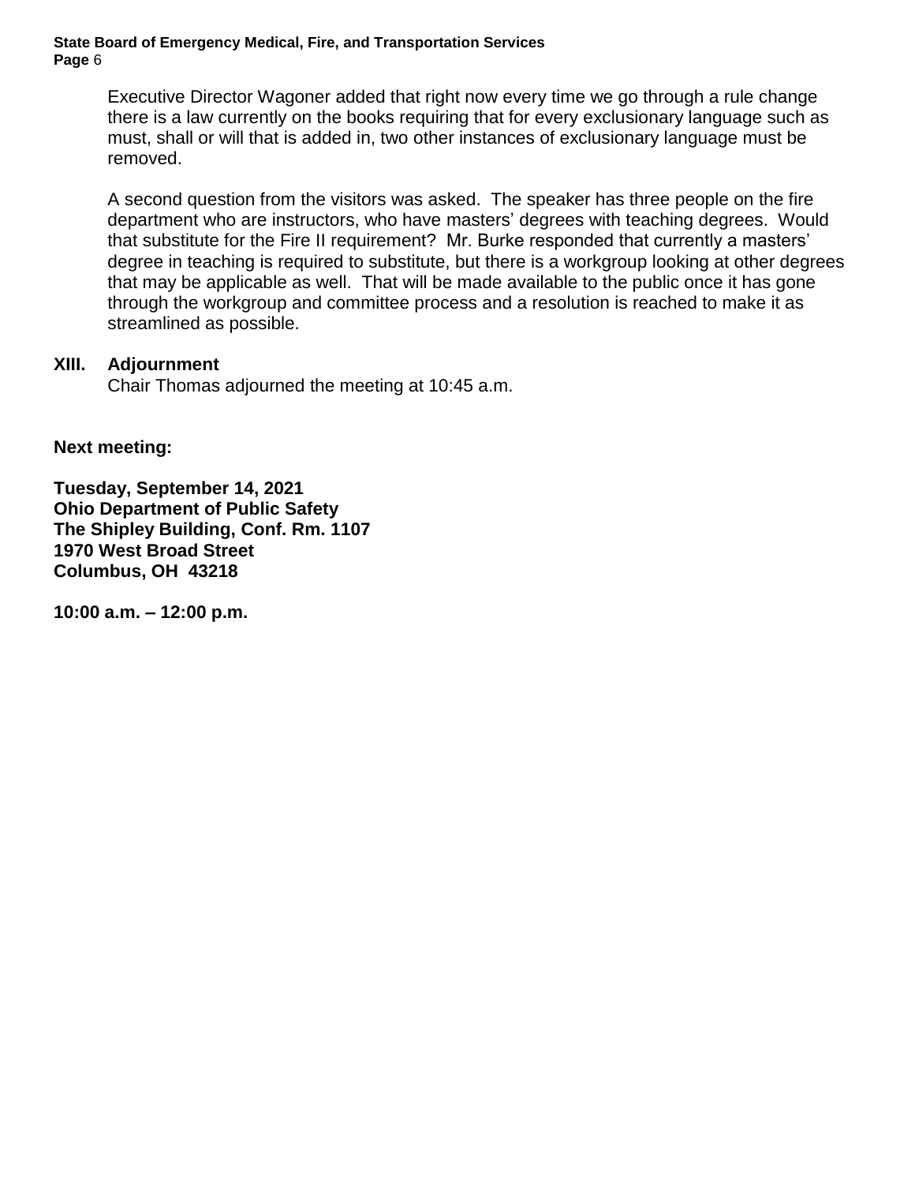Executive Director Wagoner added that right now every time we go through a rule change there is a law currently on the books requiring that for every exclusionary language such as must, shall or will that is added in, two other instances of exclusionary language must be removed.

A second question from the visitors was asked. The speaker has three people on the fire department who are instructors, who have masters' degrees with teaching degrees. Would that substitute for the Fire II requirement? Mr. Burke responded that currently a masters' degree in teaching is required to substitute, but there is a workgroup looking at other degrees that may be applicable as well. That will be made available to the public once it has gone through the workgroup and committee process and a resolution is reached to make it as streamlined as possible.

## XIII. Adjournment

Chair Thomas adjourned the meeting at 10:45 a.m.

**Next meeting:**

**Tuesday, September 14, 2021**
**Ohio Department of Public Safety**
**The Shipley Building, Conf. Rm. 1107**
**1970 West Broad Street**
**Columbus, OH 43218**

**10:00 a.m. – 12:00 p.m.**